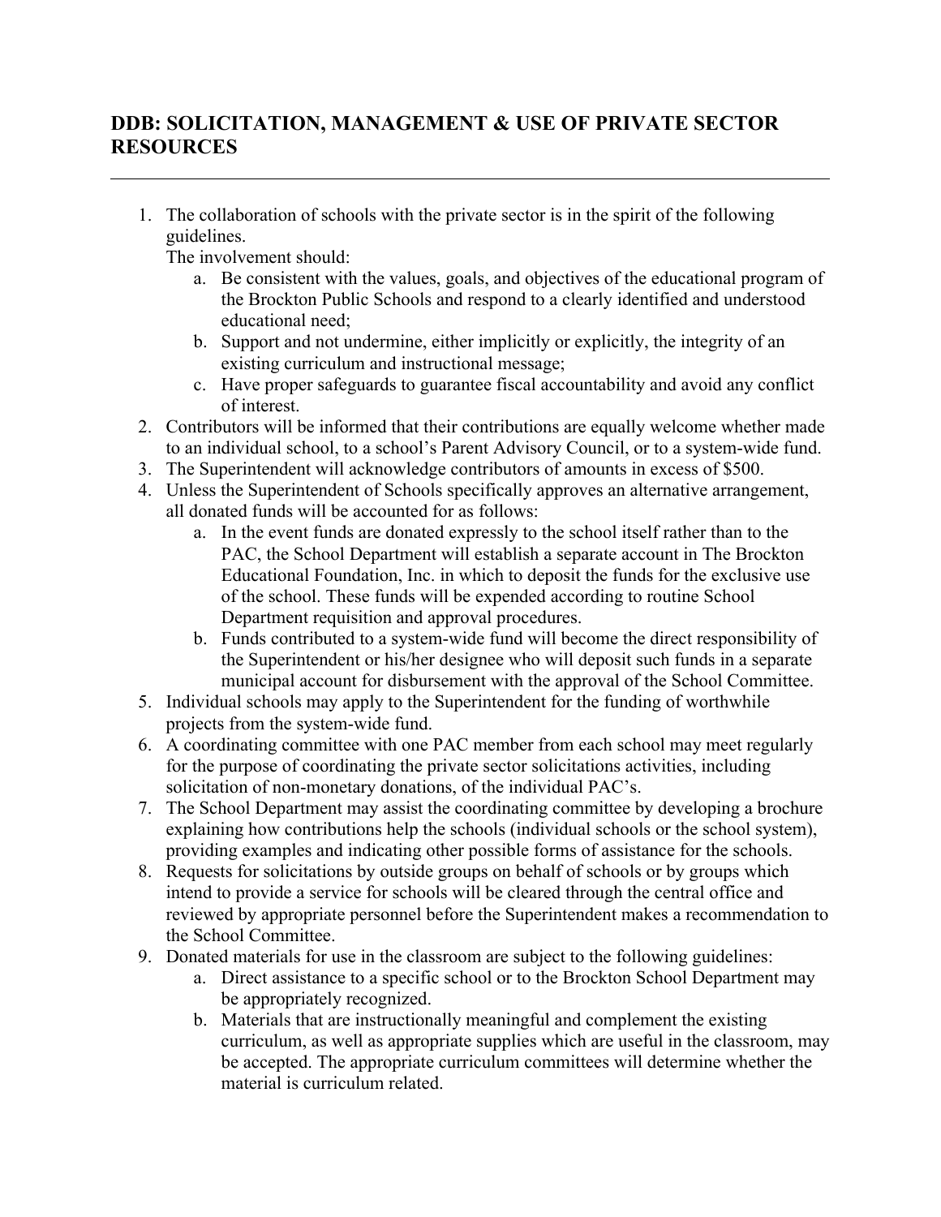## DDB: SOLICITATION, MANAGEMENT & USE OF PRIVATE SECTOR RESOURCES

---

1. The collaboration of schools with the private sector is in the spirit of the following guidelines.
   The involvement should:
   a. Be consistent with the values, goals, and objectives of the educational program of the Brockton Public Schools and respond to a clearly identified and understood educational need;
   b. Support and not undermine, either implicitly or explicitly, the integrity of an existing curriculum and instructional message;
   c. Have proper safeguards to guarantee fiscal accountability and avoid any conflict of interest.
2. Contributors will be informed that their contributions are equally welcome whether made to an individual school, to a school's Parent Advisory Council, or to a system-wide fund.
3. The Superintendent will acknowledge contributors of amounts in excess of $500.
4. Unless the Superintendent of Schools specifically approves an alternative arrangement, all donated funds will be accounted for as follows:
   a. In the event funds are donated expressly to the school itself rather than to the PAC, the School Department will establish a separate account in The Brockton Educational Foundation, Inc. in which to deposit the funds for the exclusive use of the school. These funds will be expended according to routine School Department requisition and approval procedures.
   b. Funds contributed to a system-wide fund will become the direct responsibility of the Superintendent or his/her designee who will deposit such funds in a separate municipal account for disbursement with the approval of the School Committee.
5. Individual schools may apply to the Superintendent for the funding of worthwhile projects from the system-wide fund.
6. A coordinating committee with one PAC member from each school may meet regularly for the purpose of coordinating the private sector solicitations activities, including solicitation of non-monetary donations, of the individual PAC's.
7. The School Department may assist the coordinating committee by developing a brochure explaining how contributions help the schools (individual schools or the school system), providing examples and indicating other possible forms of assistance for the schools.
8. Requests for solicitations by outside groups on behalf of schools or by groups which intend to provide a service for schools will be cleared through the central office and reviewed by appropriate personnel before the Superintendent makes a recommendation to the School Committee.
9. Donated materials for use in the classroom are subject to the following guidelines:
   a. Direct assistance to a specific school or to the Brockton School Department may be appropriately recognized.
   b. Materials that are instructionally meaningful and complement the existing curriculum, as well as appropriate supplies which are useful in the classroom, may be accepted. The appropriate curriculum committees will determine whether the material is curriculum related.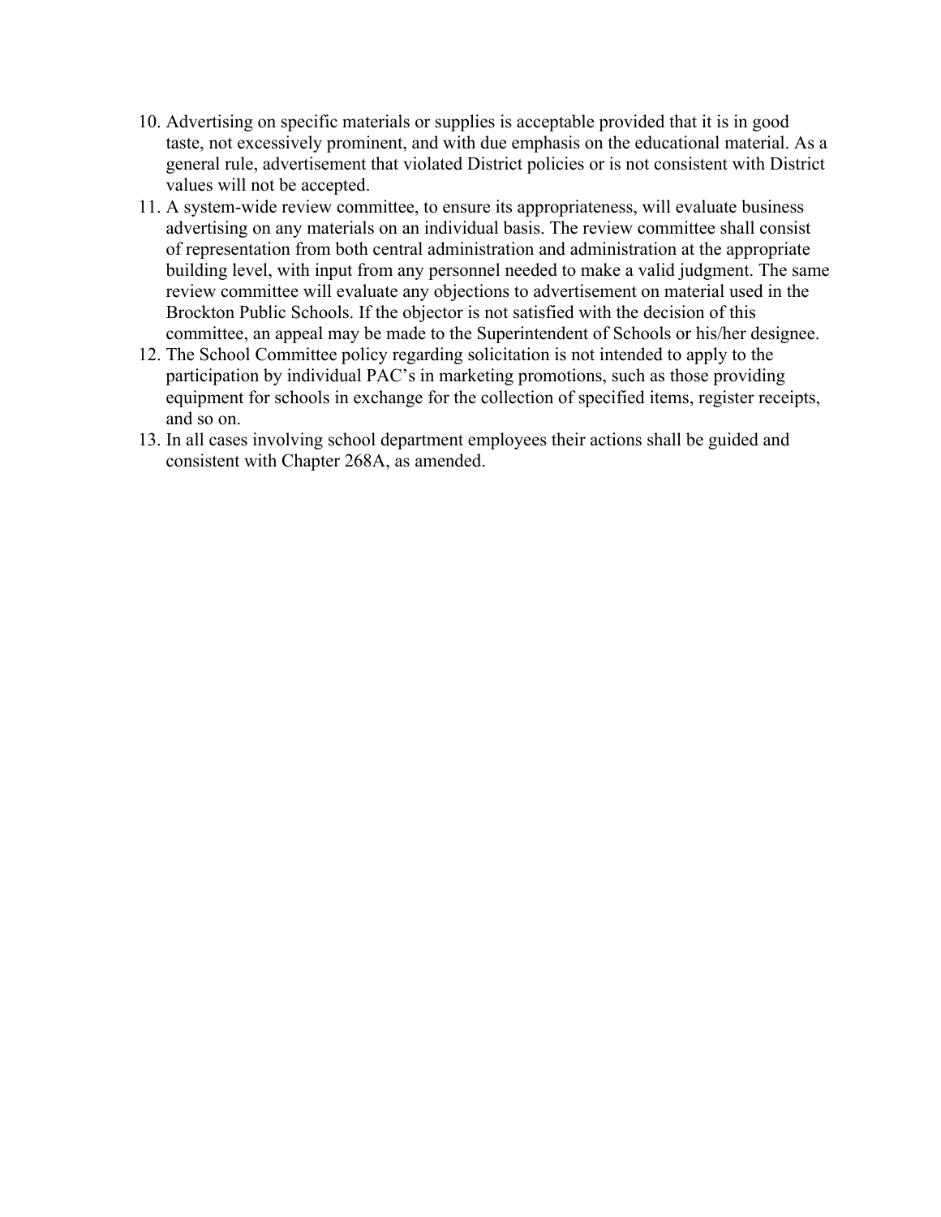10. Advertising on specific materials or supplies is acceptable provided that it is in good taste, not excessively prominent, and with due emphasis on the educational material. As a general rule, advertisement that violated District policies or is not consistent with District values will not be accepted.
11. A system-wide review committee, to ensure its appropriateness, will evaluate business advertising on any materials on an individual basis. The review committee shall consist of representation from both central administration and administration at the appropriate building level, with input from any personnel needed to make a valid judgment. The same review committee will evaluate any objections to advertisement on material used in the Brockton Public Schools. If the objector is not satisfied with the decision of this committee, an appeal may be made to the Superintendent of Schools or his/her designee.
12. The School Committee policy regarding solicitation is not intended to apply to the participation by individual PAC's in marketing promotions, such as those providing equipment for schools in exchange for the collection of specified items, register receipts, and so on.
13. In all cases involving school department employees their actions shall be guided and consistent with Chapter 268A, as amended.